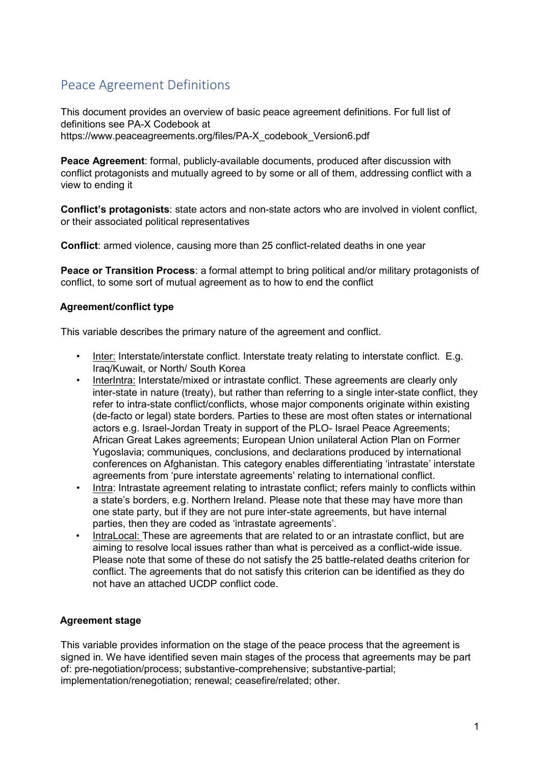# Peace Agreement Definitions

This document provides an overview of basic peace agreement definitions. For full list of definitions see PA-X Codebook at https://www.peaceagreements.org/files/PA-X_codebook_Version6.pdf

**Peace Agreement**: formal, publicly-available documents, produced after discussion with conflict protagonists and mutually agreed to by some or all of them, addressing conflict with a view to ending it

**Conflict's protagonists**: state actors and non-state actors who are involved in violent conflict, or their associated political representatives

**Conflict**: armed violence, causing more than 25 conflict-related deaths in one year

**Peace or Transition Process**: a formal attempt to bring political and/or military protagonists of conflict, to some sort of mutual agreement as to how to end the conflict

### Agreement/conflict type

This variable describes the primary nature of the agreement and conflict.

- Inter: Interstate/interstate conflict. Interstate treaty relating to interstate conflict. E.g. Iraq/Kuwait, or North/ South Korea
- InterIntra: Interstate/mixed or intrastate conflict. These agreements are clearly only inter-state in nature (treaty), but rather than referring to a single inter-state conflict, they refer to intra-state conflict/conflicts, whose major components originate within existing (de-facto or legal) state borders. Parties to these are most often states or international actors e.g. Israel-Jordan Treaty in support of the PLO- Israel Peace Agreements; African Great Lakes agreements; European Union unilateral Action Plan on Former Yugoslavia; communiques, conclusions, and declarations produced by international conferences on Afghanistan. This category enables differentiating 'intrastate' interstate agreements from 'pure interstate agreements' relating to international conflict.
- Intra: Intrastate agreement relating to intrastate conflict; refers mainly to conflicts within a state's borders, e.g. Northern Ireland. Please note that these may have more than one state party, but if they are not pure inter-state agreements, but have internal parties, then they are coded as 'intrastate agreements'.
- IntraLocal: These are agreements that are related to or an intrastate conflict, but are aiming to resolve local issues rather than what is perceived as a conflict-wide issue. Please note that some of these do not satisfy the 25 battle-related deaths criterion for conflict. The agreements that do not satisfy this criterion can be identified as they do not have an attached UCDP conflict code.

### Agreement stage

This variable provides information on the stage of the peace process that the agreement is signed in. We have identified seven main stages of the process that agreements may be part of: pre-negotiation/process; substantive-comprehensive; substantive-partial; implementation/renegotiation; renewal; ceasefire/related; other.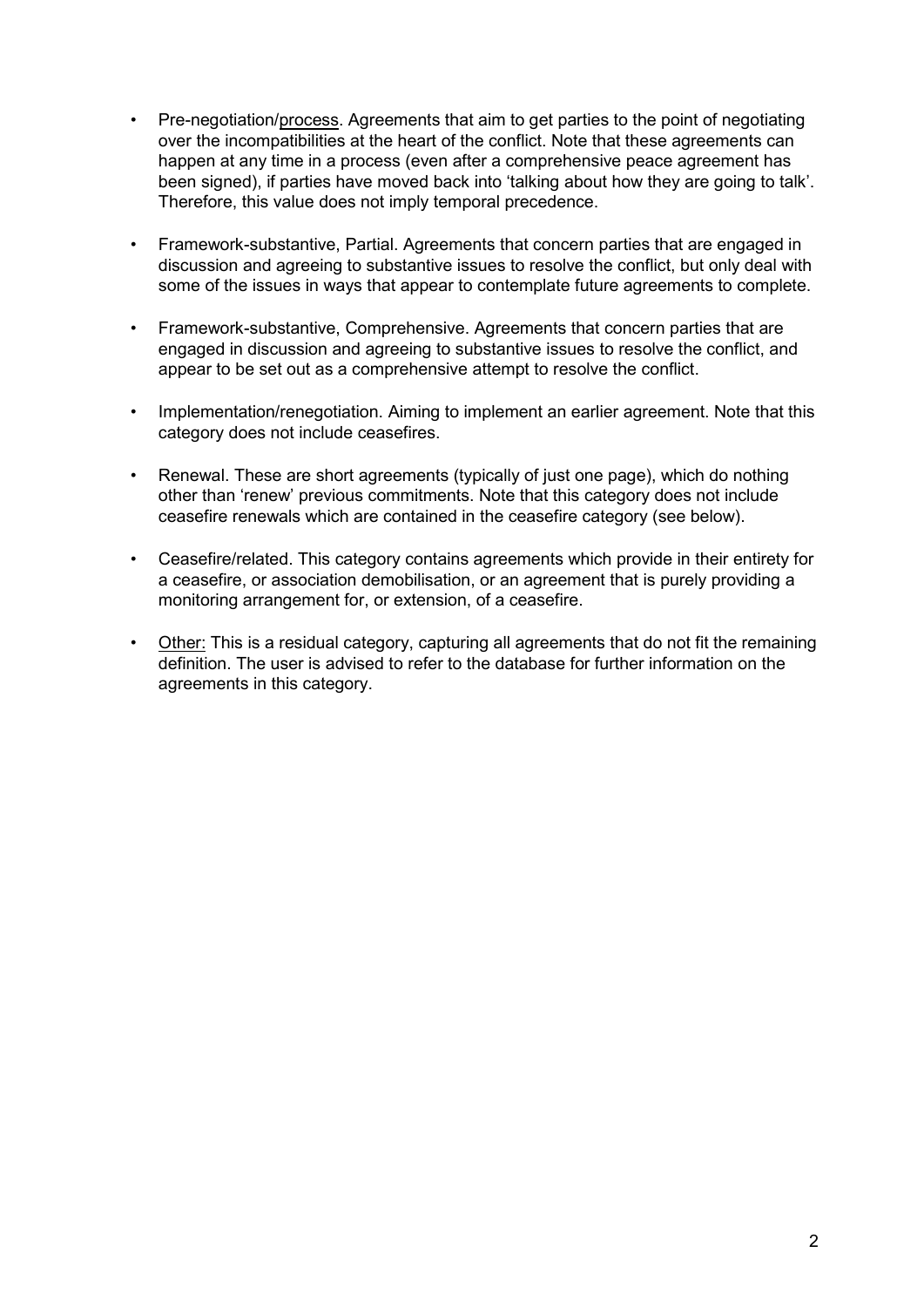- Pre-negotiation/process. Agreements that aim to get parties to the point of negotiating over the incompatibilities at the heart of the conflict. Note that these agreements can happen at any time in a process (even after a comprehensive peace agreement has been signed), if parties have moved back into 'talking about how they are going to talk'. Therefore, this value does not imply temporal precedence.

- Framework-substantive, Partial. Agreements that concern parties that are engaged in discussion and agreeing to substantive issues to resolve the conflict, but only deal with some of the issues in ways that appear to contemplate future agreements to complete.

- Framework-substantive, Comprehensive. Agreements that concern parties that are engaged in discussion and agreeing to substantive issues to resolve the conflict, and appear to be set out as a comprehensive attempt to resolve the conflict.

- Implementation/renegotiation. Aiming to implement an earlier agreement. Note that this category does not include ceasefires.

- Renewal. These are short agreements (typically of just one page), which do nothing other than 'renew' previous commitments. Note that this category does not include ceasefire renewals which are contained in the ceasefire category (see below).

- Ceasefire/related. This category contains agreements which provide in their entirety for a ceasefire, or association demobilisation, or an agreement that is purely providing a monitoring arrangement for, or extension, of a ceasefire.

- Other: This is a residual category, capturing all agreements that do not fit the remaining definition. The user is advised to refer to the database for further information on the agreements in this category.